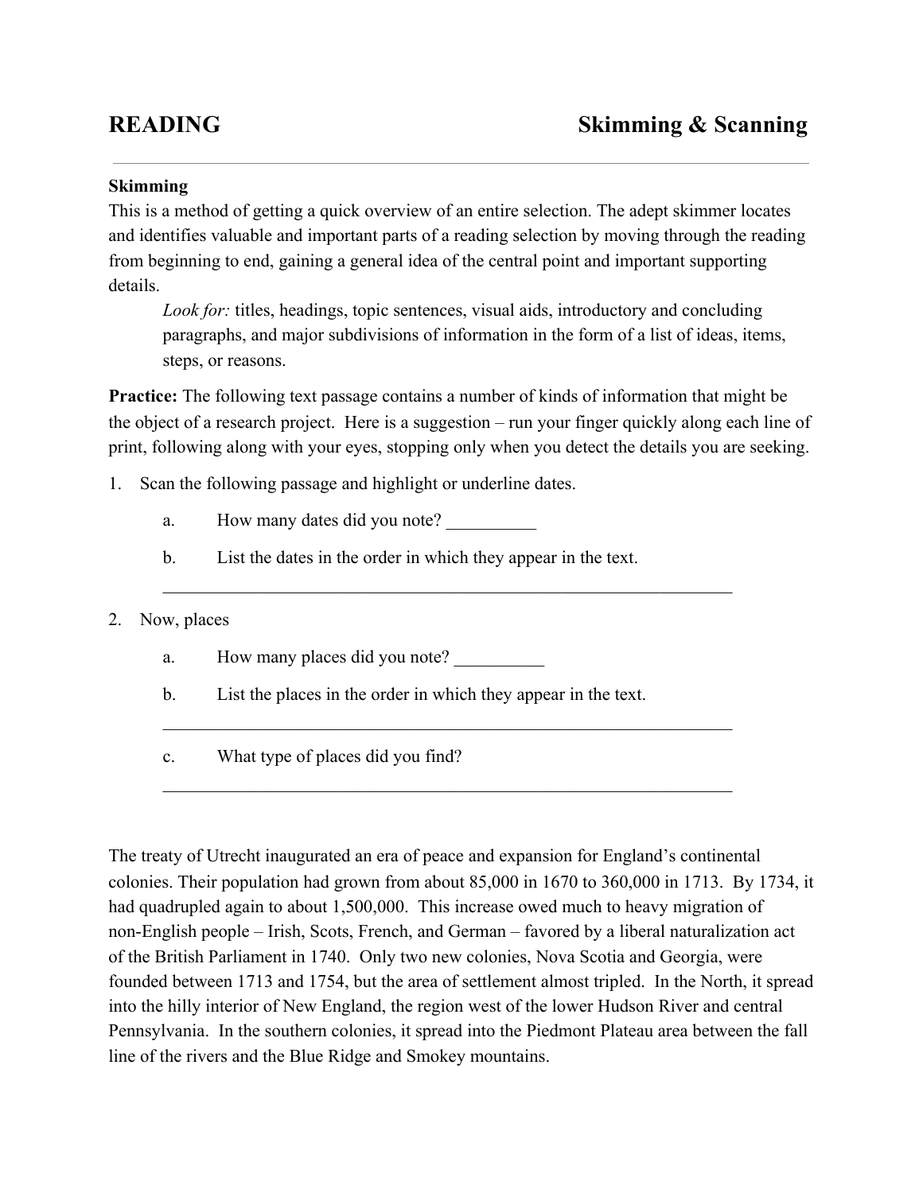# READING — Skimming & Scanning

---

**Skimming**

This is a method of getting a quick overview of an entire selection. The adept skimmer locates and identifies valuable and important parts of a reading selection by moving through the reading from beginning to end, gaining a general idea of the central point and important supporting details.

> *Look for:* titles, headings, topic sentences, visual aids, introductory and concluding paragraphs, and major subdivisions of information in the form of a list of ideas, items, steps, or reasons.

**Practice:** The following text passage contains a number of kinds of information that might be the object of a research project. Here is a suggestion – run your finger quickly along each line of print, following along with your eyes, stopping only when you detect the details you are seeking.

1. Scan the following passage and highlight or underline dates.
   a. How many dates did you note? __________
   b. List the dates in the order in which they appear in the text.

      ________________________________________________________________

2. Now, places
   a. How many places did you note? __________
   b. List the places in the order in which they appear in the text.

      ________________________________________________________________

   c. What type of places did you find?

      ________________________________________________________________

The treaty of Utrecht inaugurated an era of peace and expansion for England's continental colonies. Their population had grown from about 85,000 in 1670 to 360,000 in 1713. By 1734, it had quadrupled again to about 1,500,000. This increase owed much to heavy migration of non-English people – Irish, Scots, French, and German – favored by a liberal naturalization act of the British Parliament in 1740. Only two new colonies, Nova Scotia and Georgia, were founded between 1713 and 1754, but the area of settlement almost tripled. In the North, it spread into the hilly interior of New England, the region west of the lower Hudson River and central Pennsylvania. In the southern colonies, it spread into the Piedmont Plateau area between the fall line of the rivers and the Blue Ridge and Smokey mountains.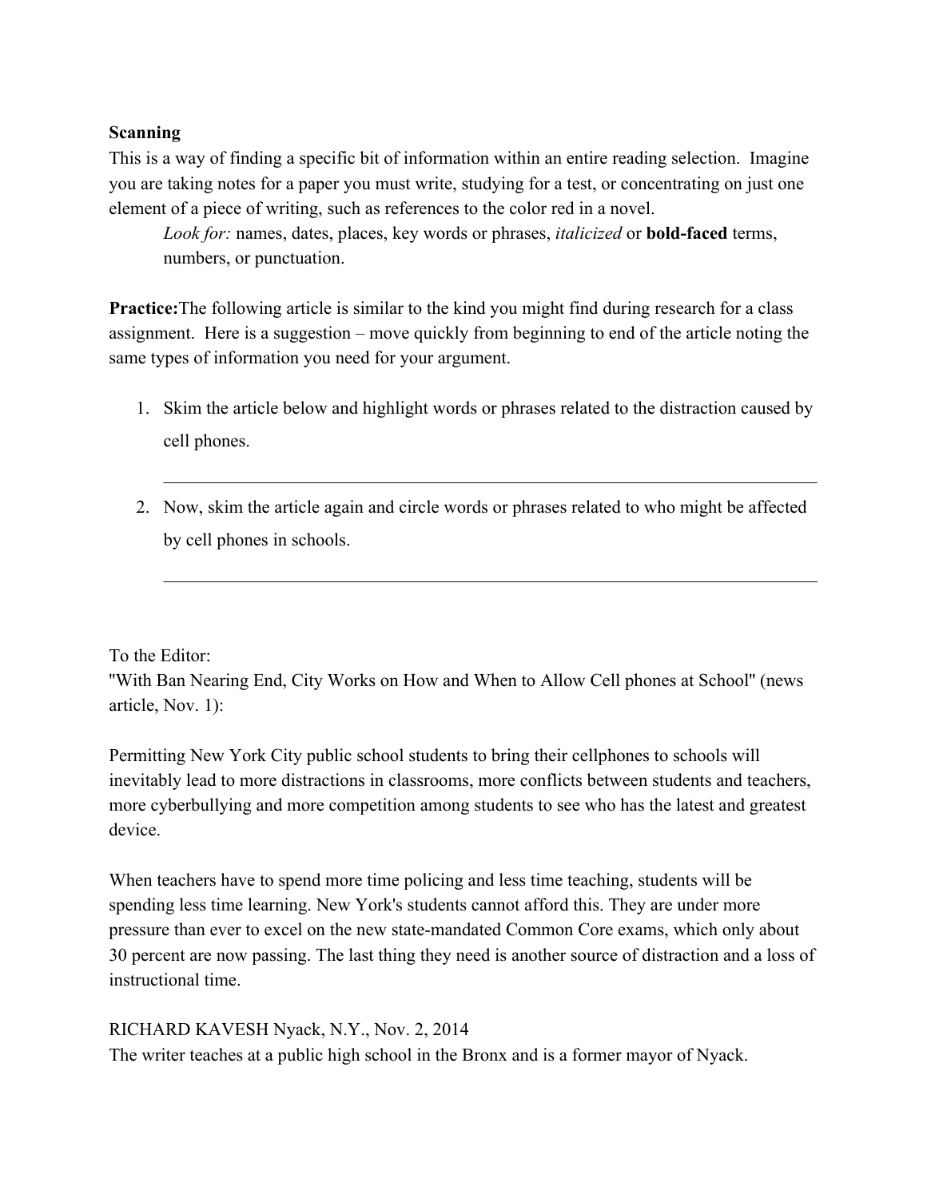**Scanning**

This is a way of finding a specific bit of information within an entire reading selection. Imagine you are taking notes for a paper you must write, studying for a test, or concentrating on just one element of a piece of writing, such as references to the color red in a novel.

> *Look for:* names, dates, places, key words or phrases, *italicized* or **bold-faced** terms, numbers, or punctuation.

**Practice:** The following article is similar to the kind you might find during research for a class assignment. Here is a suggestion – move quickly from beginning to end of the article noting the same types of information you need for your argument.

1. Skim the article below and highlight words or phrases related to the distraction caused by cell phones.

   ______________________________________________________________________

2. Now, skim the article again and circle words or phrases related to who might be affected by cell phones in schools.

   ______________________________________________________________________

To the Editor:
"With Ban Nearing End, City Works on How and When to Allow Cell phones at School" (news article, Nov. 1):

Permitting New York City public school students to bring their cellphones to schools will inevitably lead to more distractions in classrooms, more conflicts between students and teachers, more cyberbullying and more competition among students to see who has the latest and greatest device.

When teachers have to spend more time policing and less time teaching, students will be spending less time learning. New York's students cannot afford this. They are under more pressure than ever to excel on the new state-mandated Common Core exams, which only about 30 percent are now passing. The last thing they need is another source of distraction and a loss of instructional time.

RICHARD KAVESH Nyack, N.Y., Nov. 2, 2014
The writer teaches at a public high school in the Bronx and is a former mayor of Nyack.